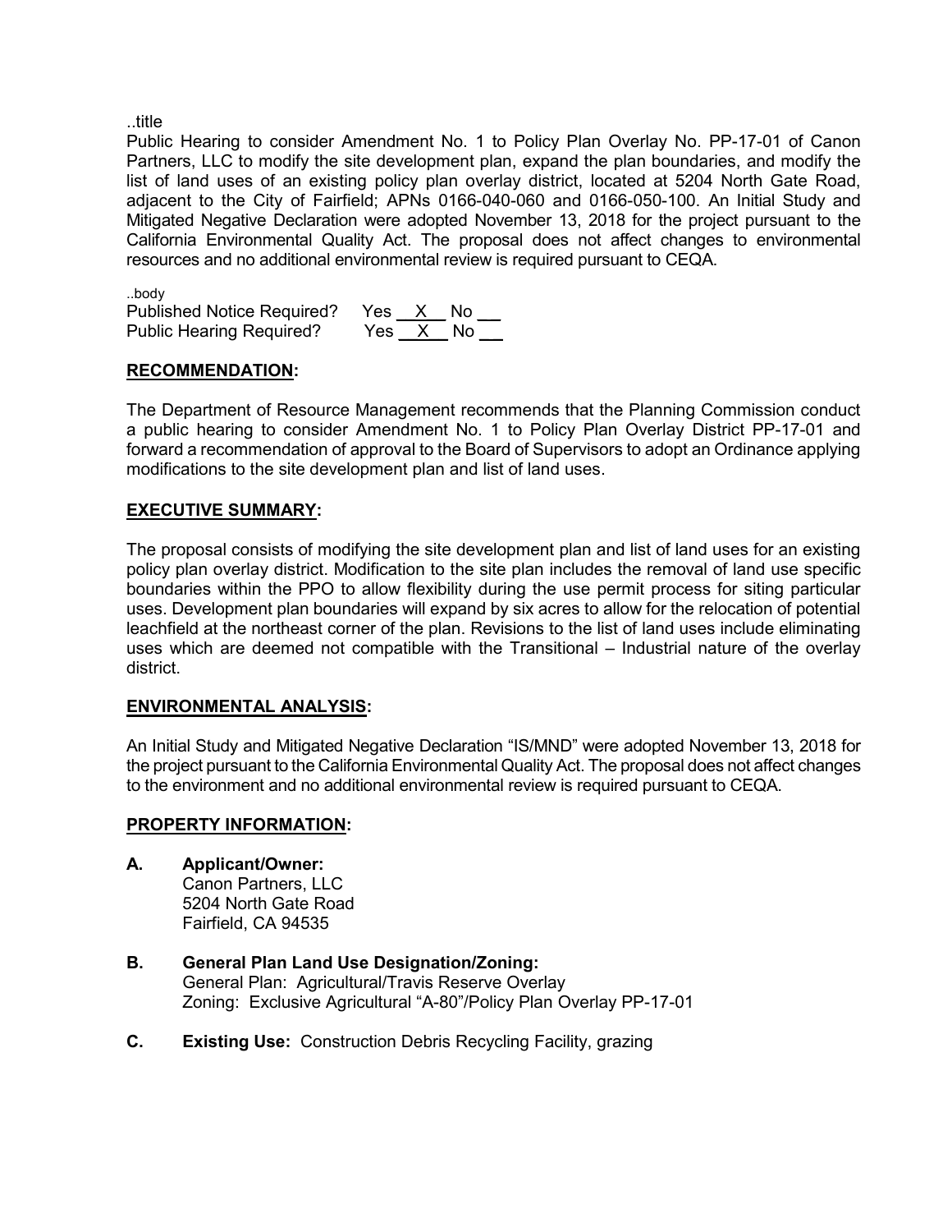..title

Public Hearing to consider Amendment No. 1 to Policy Plan Overlay No. PP-17-01 of Canon Partners, LLC to modify the site development plan, expand the plan boundaries, and modify the list of land uses of an existing policy plan overlay district, located at 5204 North Gate Road, adjacent to the City of Fairfield; APNs 0166-040-060 and 0166-050-100. An Initial Study and Mitigated Negative Declaration were adopted November 13, 2018 for the project pursuant to the California Environmental Quality Act. The proposal does not affect changes to environmental resources and no additional environmental review is required pursuant to CEQA.

..body

Published Notice Required? Yes __X__ No ___
Public Hearing Required? Yes __X__ No ___

## RECOMMENDATION:

The Department of Resource Management recommends that the Planning Commission conduct a public hearing to consider Amendment No. 1 to Policy Plan Overlay District PP-17-01 and forward a recommendation of approval to the Board of Supervisors to adopt an Ordinance applying modifications to the site development plan and list of land uses.

## EXECUTIVE SUMMARY:

The proposal consists of modifying the site development plan and list of land uses for an existing policy plan overlay district. Modification to the site plan includes the removal of land use specific boundaries within the PPO to allow flexibility during the use permit process for siting particular uses. Development plan boundaries will expand by six acres to allow for the relocation of potential leachfield at the northeast corner of the plan. Revisions to the list of land uses include eliminating uses which are deemed not compatible with the Transitional – Industrial nature of the overlay district.

## ENVIRONMENTAL ANALYSIS:

An Initial Study and Mitigated Negative Declaration "IS/MND" were adopted November 13, 2018 for the project pursuant to the California Environmental Quality Act. The proposal does not affect changes to the environment and no additional environmental review is required pursuant to CEQA.

## PROPERTY INFORMATION:

**A. Applicant/Owner:**
Canon Partners, LLC
5204 North Gate Road
Fairfield, CA 94535

**B. General Plan Land Use Designation/Zoning:**
General Plan: Agricultural/Travis Reserve Overlay
Zoning: Exclusive Agricultural "A-80"/Policy Plan Overlay PP-17-01

**C. Existing Use:** Construction Debris Recycling Facility, grazing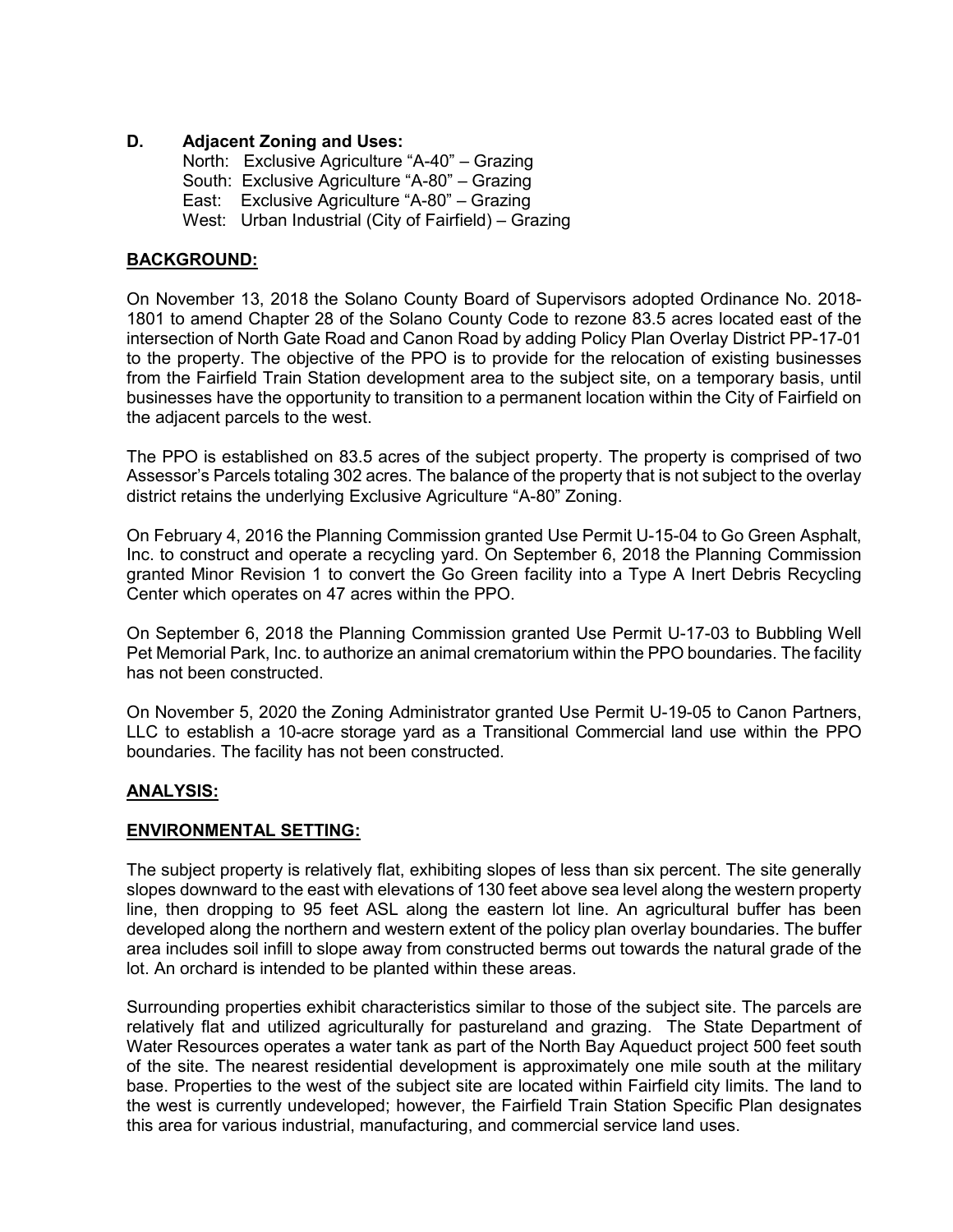**D. Adjacent Zoning and Uses:**

North: Exclusive Agriculture "A-40" – Grazing
South: Exclusive Agriculture "A-80" – Grazing
East: Exclusive Agriculture "A-80" – Grazing
West: Urban Industrial (City of Fairfield) – Grazing

## BACKGROUND:

On November 13, 2018 the Solano County Board of Supervisors adopted Ordinance No. 2018-1801 to amend Chapter 28 of the Solano County Code to rezone 83.5 acres located east of the intersection of North Gate Road and Canon Road by adding Policy Plan Overlay District PP-17-01 to the property. The objective of the PPO is to provide for the relocation of existing businesses from the Fairfield Train Station development area to the subject site, on a temporary basis, until businesses have the opportunity to transition to a permanent location within the City of Fairfield on the adjacent parcels to the west.

The PPO is established on 83.5 acres of the subject property. The property is comprised of two Assessor's Parcels totaling 302 acres. The balance of the property that is not subject to the overlay district retains the underlying Exclusive Agriculture "A-80" Zoning.

On February 4, 2016 the Planning Commission granted Use Permit U-15-04 to Go Green Asphalt, Inc. to construct and operate a recycling yard. On September 6, 2018 the Planning Commission granted Minor Revision 1 to convert the Go Green facility into a Type A Inert Debris Recycling Center which operates on 47 acres within the PPO.

On September 6, 2018 the Planning Commission granted Use Permit U-17-03 to Bubbling Well Pet Memorial Park, Inc. to authorize an animal crematorium within the PPO boundaries. The facility has not been constructed.

On November 5, 2020 the Zoning Administrator granted Use Permit U-19-05 to Canon Partners, LLC to establish a 10-acre storage yard as a Transitional Commercial land use within the PPO boundaries. The facility has not been constructed.

## ANALYSIS:

## ENVIRONMENTAL SETTING:

The subject property is relatively flat, exhibiting slopes of less than six percent. The site generally slopes downward to the east with elevations of 130 feet above sea level along the western property line, then dropping to 95 feet ASL along the eastern lot line. An agricultural buffer has been developed along the northern and western extent of the policy plan overlay boundaries. The buffer area includes soil infill to slope away from constructed berms out towards the natural grade of the lot. An orchard is intended to be planted within these areas.

Surrounding properties exhibit characteristics similar to those of the subject site. The parcels are relatively flat and utilized agriculturally for pastureland and grazing. The State Department of Water Resources operates a water tank as part of the North Bay Aqueduct project 500 feet south of the site. The nearest residential development is approximately one mile south at the military base. Properties to the west of the subject site are located within Fairfield city limits. The land to the west is currently undeveloped; however, the Fairfield Train Station Specific Plan designates this area for various industrial, manufacturing, and commercial service land uses.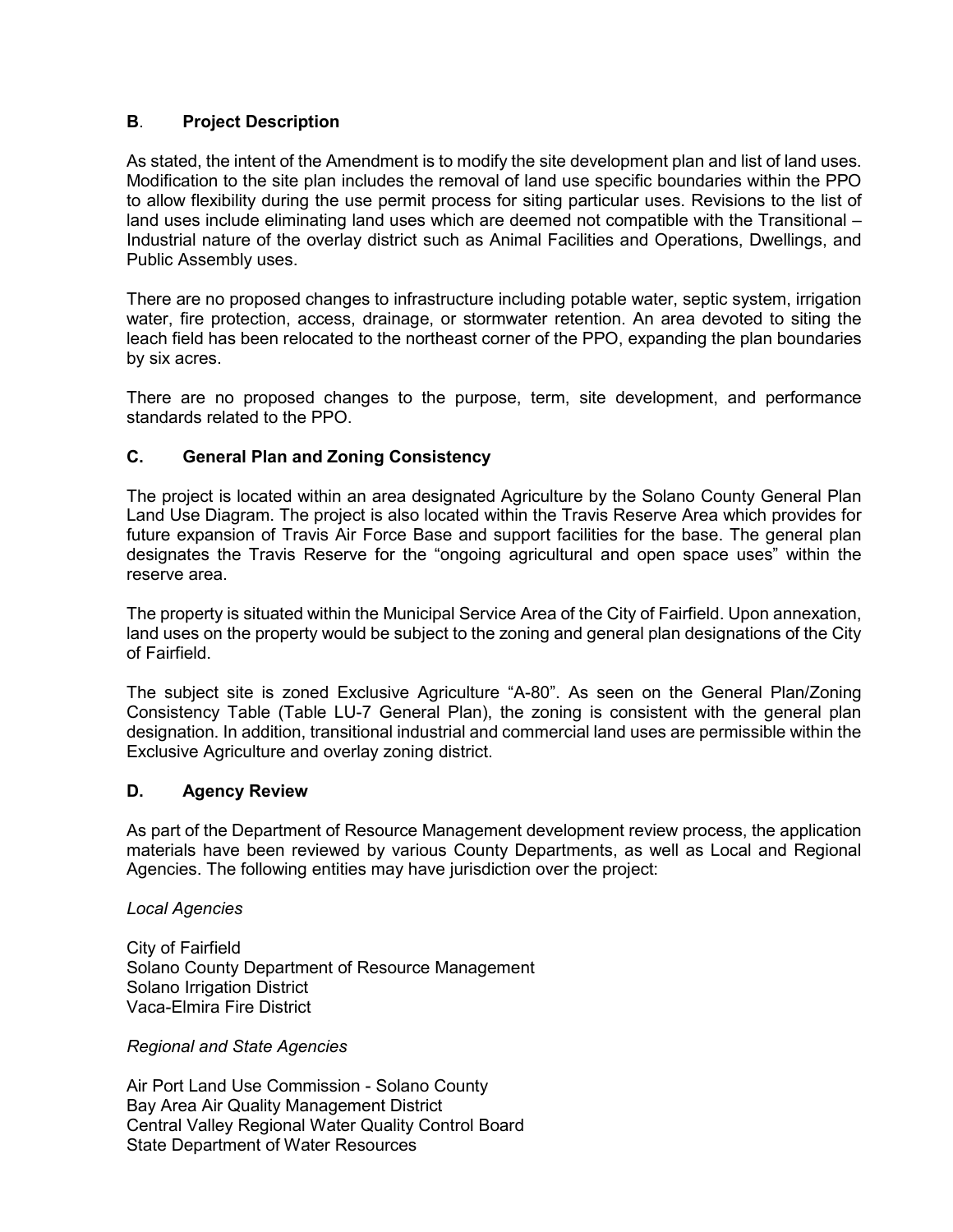## B. Project Description

As stated, the intent of the Amendment is to modify the site development plan and list of land uses. Modification to the site plan includes the removal of land use specific boundaries within the PPO to allow flexibility during the use permit process for siting particular uses. Revisions to the list of land uses include eliminating land uses which are deemed not compatible with the Transitional – Industrial nature of the overlay district such as Animal Facilities and Operations, Dwellings, and Public Assembly uses.

There are no proposed changes to infrastructure including potable water, septic system, irrigation water, fire protection, access, drainage, or stormwater retention. An area devoted to siting the leach field has been relocated to the northeast corner of the PPO, expanding the plan boundaries by six acres.

There are no proposed changes to the purpose, term, site development, and performance standards related to the PPO.

## C. General Plan and Zoning Consistency

The project is located within an area designated Agriculture by the Solano County General Plan Land Use Diagram. The project is also located within the Travis Reserve Area which provides for future expansion of Travis Air Force Base and support facilities for the base. The general plan designates the Travis Reserve for the "ongoing agricultural and open space uses" within the reserve area.

The property is situated within the Municipal Service Area of the City of Fairfield. Upon annexation, land uses on the property would be subject to the zoning and general plan designations of the City of Fairfield.

The subject site is zoned Exclusive Agriculture "A-80". As seen on the General Plan/Zoning Consistency Table (Table LU-7 General Plan), the zoning is consistent with the general plan designation. In addition, transitional industrial and commercial land uses are permissible within the Exclusive Agriculture and overlay zoning district.

## D. Agency Review

As part of the Department of Resource Management development review process, the application materials have been reviewed by various County Departments, as well as Local and Regional Agencies. The following entities may have jurisdiction over the project:

*Local Agencies*

City of Fairfield
Solano County Department of Resource Management
Solano Irrigation District
Vaca-Elmira Fire District

*Regional and State Agencies*

Air Port Land Use Commission - Solano County
Bay Area Air Quality Management District
Central Valley Regional Water Quality Control Board
State Department of Water Resources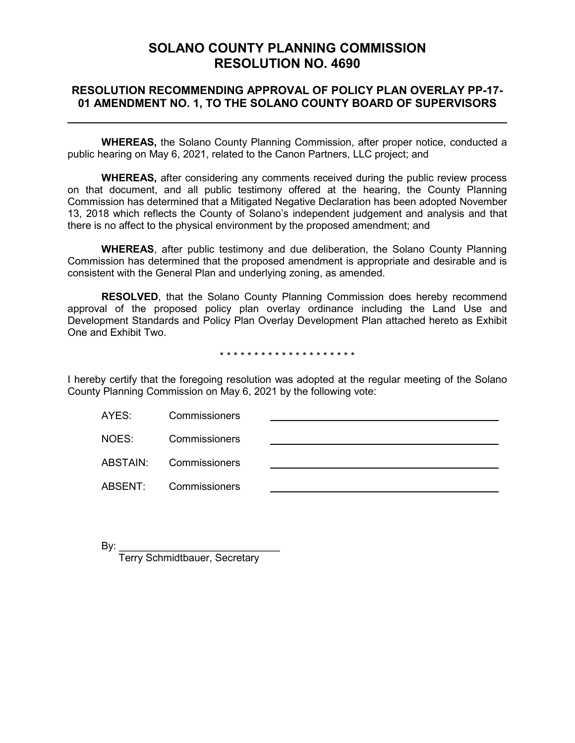# SOLANO COUNTY PLANNING COMMISSION
# RESOLUTION NO. 4690

## RESOLUTION RECOMMENDING APPROVAL OF POLICY PLAN OVERLAY PP-17-01 AMENDMENT NO. 1, TO THE SOLANO COUNTY BOARD OF SUPERVISORS

---

**WHEREAS,** the Solano County Planning Commission, after proper notice, conducted a public hearing on May 6, 2021, related to the Canon Partners, LLC project; and

**WHEREAS,** after considering any comments received during the public review process on that document, and all public testimony offered at the hearing, the County Planning Commission has determined that a Mitigated Negative Declaration has been adopted November 13, 2018 which reflects the County of Solano's independent judgement and analysis and that there is no affect to the physical environment by the proposed amendment; and

**WHEREAS**, after public testimony and due deliberation, the Solano County Planning Commission has determined that the proposed amendment is appropriate and desirable and is consistent with the General Plan and underlying zoning, as amended.

**RESOLVED**, that the Solano County Planning Commission does hereby recommend approval of the proposed policy plan overlay ordinance including the Land Use and Development Standards and Policy Plan Overlay Development Plan attached hereto as Exhibit One and Exhibit Two.

\* \* \* \* \* \* \* \* \* \* \* \* \* \* \* \* \* \* \* \*

I hereby certify that the foregoing resolution was adopted at the regular meeting of the Solano County Planning Commission on May 6, 2021 by the following vote:

AYES: Commissioners ______________________

NOES: Commissioners ______________________

ABSTAIN: Commissioners ______________________

ABSENT: Commissioners ______________________

By: ____________________________
Terry Schmidtbauer, Secretary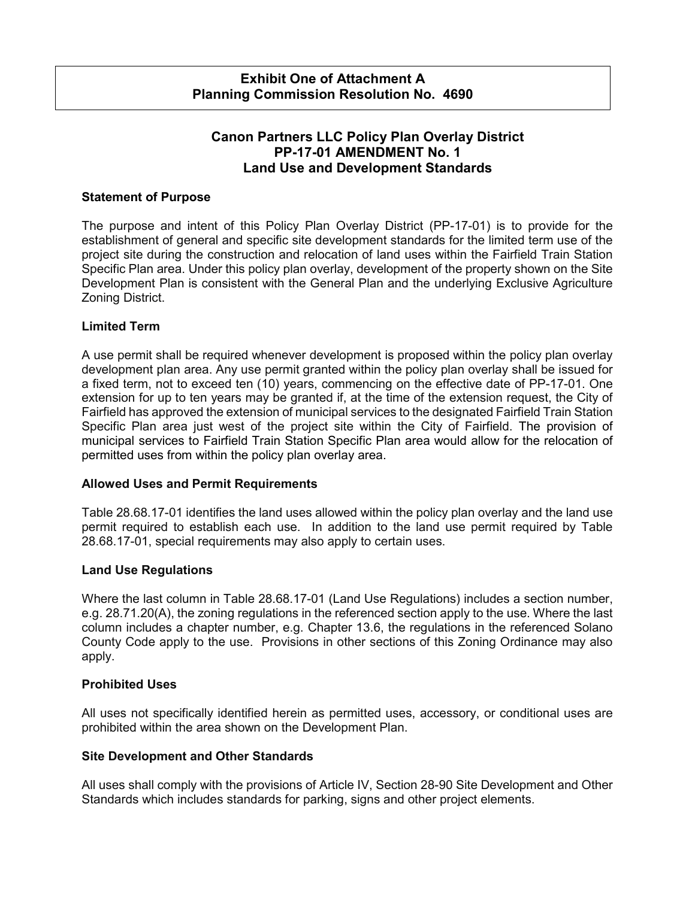**Exhibit One of Attachment A**
**Planning Commission Resolution No. 4690**

## Canon Partners LLC Policy Plan Overlay District
## PP-17-01 AMENDMENT No. 1
## Land Use and Development Standards

### Statement of Purpose

The purpose and intent of this Policy Plan Overlay District (PP-17-01) is to provide for the establishment of general and specific site development standards for the limited term use of the project site during the construction and relocation of land uses within the Fairfield Train Station Specific Plan area. Under this policy plan overlay, development of the property shown on the Site Development Plan is consistent with the General Plan and the underlying Exclusive Agriculture Zoning District.

### Limited Term

A use permit shall be required whenever development is proposed within the policy plan overlay development plan area. Any use permit granted within the policy plan overlay shall be issued for a fixed term, not to exceed ten (10) years, commencing on the effective date of PP-17-01. One extension for up to ten years may be granted if, at the time of the extension request, the City of Fairfield has approved the extension of municipal services to the designated Fairfield Train Station Specific Plan area just west of the project site within the City of Fairfield. The provision of municipal services to Fairfield Train Station Specific Plan area would allow for the relocation of permitted uses from within the policy plan overlay area.

### Allowed Uses and Permit Requirements

Table 28.68.17-01 identifies the land uses allowed within the policy plan overlay and the land use permit required to establish each use. In addition to the land use permit required by Table 28.68.17-01, special requirements may also apply to certain uses.

### Land Use Regulations

Where the last column in Table 28.68.17-01 (Land Use Regulations) includes a section number, e.g. 28.71.20(A), the zoning regulations in the referenced section apply to the use. Where the last column includes a chapter number, e.g. Chapter 13.6, the regulations in the referenced Solano County Code apply to the use. Provisions in other sections of this Zoning Ordinance may also apply.

### Prohibited Uses

All uses not specifically identified herein as permitted uses, accessory, or conditional uses are prohibited within the area shown on the Development Plan.

### Site Development and Other Standards

All uses shall comply with the provisions of Article IV, Section 28-90 Site Development and Other Standards which includes standards for parking, signs and other project elements.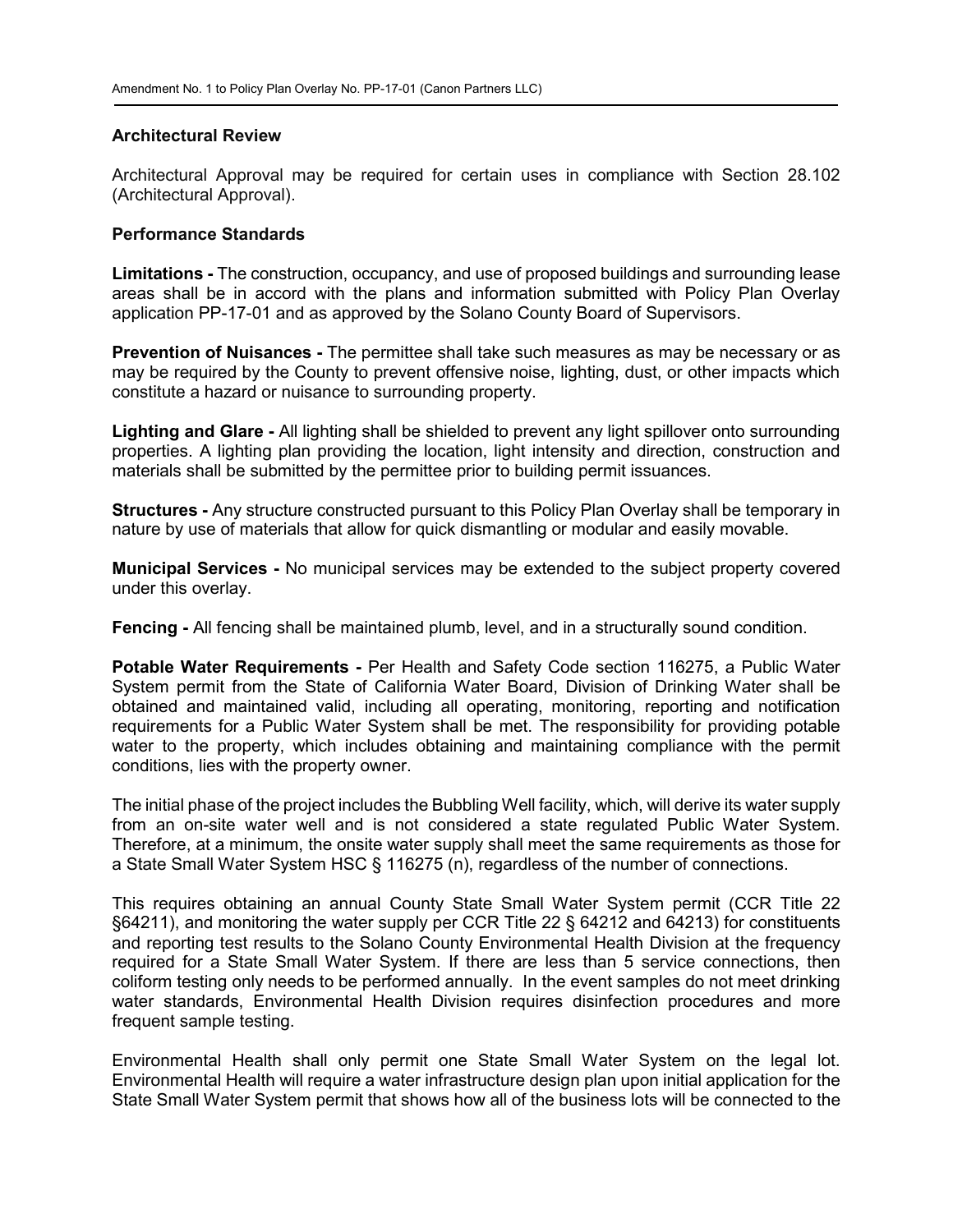## Architectural Review

Architectural Approval may be required for certain uses in compliance with Section 28.102 (Architectural Approval).

## Performance Standards

**Limitations -** The construction, occupancy, and use of proposed buildings and surrounding lease areas shall be in accord with the plans and information submitted with Policy Plan Overlay application PP-17-01 and as approved by the Solano County Board of Supervisors.

**Prevention of Nuisances -** The permittee shall take such measures as may be necessary or as may be required by the County to prevent offensive noise, lighting, dust, or other impacts which constitute a hazard or nuisance to surrounding property.

**Lighting and Glare -** All lighting shall be shielded to prevent any light spillover onto surrounding properties. A lighting plan providing the location, light intensity and direction, construction and materials shall be submitted by the permittee prior to building permit issuances.

**Structures -** Any structure constructed pursuant to this Policy Plan Overlay shall be temporary in nature by use of materials that allow for quick dismantling or modular and easily movable.

**Municipal Services -** No municipal services may be extended to the subject property covered under this overlay.

**Fencing -** All fencing shall be maintained plumb, level, and in a structurally sound condition.

**Potable Water Requirements -** Per Health and Safety Code section 116275, a Public Water System permit from the State of California Water Board, Division of Drinking Water shall be obtained and maintained valid, including all operating, monitoring, reporting and notification requirements for a Public Water System shall be met. The responsibility for providing potable water to the property, which includes obtaining and maintaining compliance with the permit conditions, lies with the property owner.

The initial phase of the project includes the Bubbling Well facility, which, will derive its water supply from an on-site water well and is not considered a state regulated Public Water System. Therefore, at a minimum, the onsite water supply shall meet the same requirements as those for a State Small Water System HSC § 116275 (n), regardless of the number of connections.

This requires obtaining an annual County State Small Water System permit (CCR Title 22 §64211), and monitoring the water supply per CCR Title 22 § 64212 and 64213) for constituents and reporting test results to the Solano County Environmental Health Division at the frequency required for a State Small Water System. If there are less than 5 service connections, then coliform testing only needs to be performed annually. In the event samples do not meet drinking water standards, Environmental Health Division requires disinfection procedures and more frequent sample testing.

Environmental Health shall only permit one State Small Water System on the legal lot. Environmental Health will require a water infrastructure design plan upon initial application for the State Small Water System permit that shows how all of the business lots will be connected to the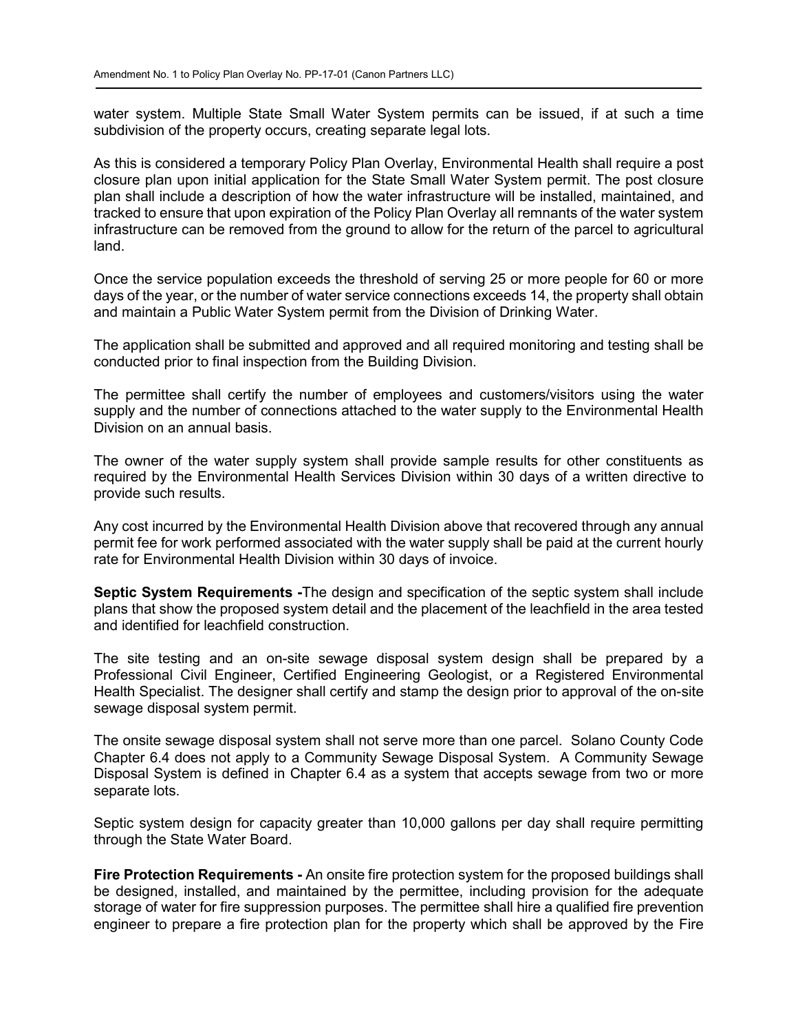water system. Multiple State Small Water System permits can be issued, if at such a time subdivision of the property occurs, creating separate legal lots.

As this is considered a temporary Policy Plan Overlay, Environmental Health shall require a post closure plan upon initial application for the State Small Water System permit. The post closure plan shall include a description of how the water infrastructure will be installed, maintained, and tracked to ensure that upon expiration of the Policy Plan Overlay all remnants of the water system infrastructure can be removed from the ground to allow for the return of the parcel to agricultural land.

Once the service population exceeds the threshold of serving 25 or more people for 60 or more days of the year, or the number of water service connections exceeds 14, the property shall obtain and maintain a Public Water System permit from the Division of Drinking Water.

The application shall be submitted and approved and all required monitoring and testing shall be conducted prior to final inspection from the Building Division.

The permittee shall certify the number of employees and customers/visitors using the water supply and the number of connections attached to the water supply to the Environmental Health Division on an annual basis.

The owner of the water supply system shall provide sample results for other constituents as required by the Environmental Health Services Division within 30 days of a written directive to provide such results.

Any cost incurred by the Environmental Health Division above that recovered through any annual permit fee for work performed associated with the water supply shall be paid at the current hourly rate for Environmental Health Division within 30 days of invoice.

**Septic System Requirements -**The design and specification of the septic system shall include plans that show the proposed system detail and the placement of the leachfield in the area tested and identified for leachfield construction.

The site testing and an on-site sewage disposal system design shall be prepared by a Professional Civil Engineer, Certified Engineering Geologist, or a Registered Environmental Health Specialist. The designer shall certify and stamp the design prior to approval of the on-site sewage disposal system permit.

The onsite sewage disposal system shall not serve more than one parcel. Solano County Code Chapter 6.4 does not apply to a Community Sewage Disposal System. A Community Sewage Disposal System is defined in Chapter 6.4 as a system that accepts sewage from two or more separate lots.

Septic system design for capacity greater than 10,000 gallons per day shall require permitting through the State Water Board.

**Fire Protection Requirements -** An onsite fire protection system for the proposed buildings shall be designed, installed, and maintained by the permittee, including provision for the adequate storage of water for fire suppression purposes. The permittee shall hire a qualified fire prevention engineer to prepare a fire protection plan for the property which shall be approved by the Fire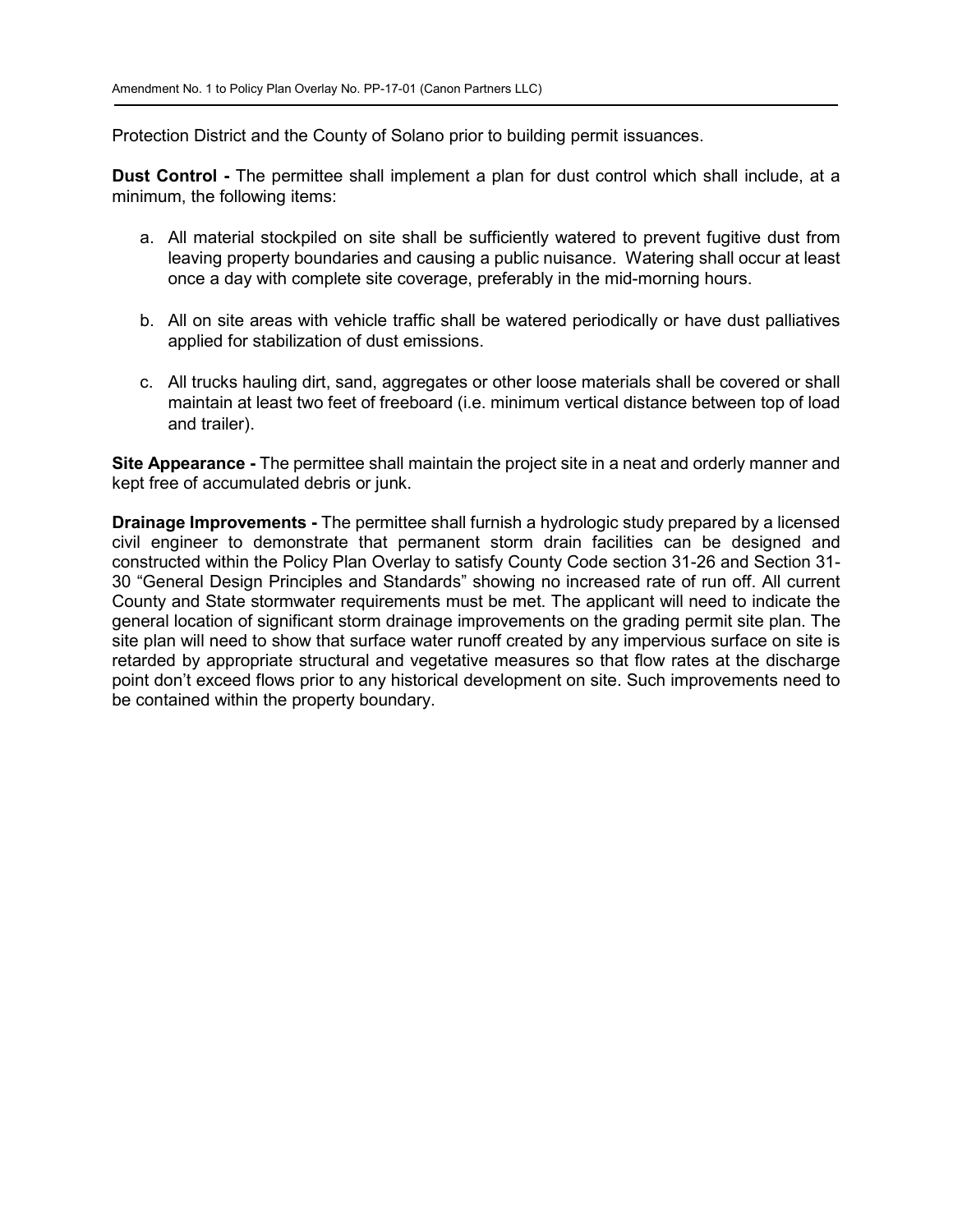Protection District and the County of Solano prior to building permit issuances.

**Dust Control -** The permittee shall implement a plan for dust control which shall include, at a minimum, the following items:

a. All material stockpiled on site shall be sufficiently watered to prevent fugitive dust from leaving property boundaries and causing a public nuisance. Watering shall occur at least once a day with complete site coverage, preferably in the mid-morning hours.

b. All on site areas with vehicle traffic shall be watered periodically or have dust palliatives applied for stabilization of dust emissions.

c. All trucks hauling dirt, sand, aggregates or other loose materials shall be covered or shall maintain at least two feet of freeboard (i.e. minimum vertical distance between top of load and trailer).

**Site Appearance -** The permittee shall maintain the project site in a neat and orderly manner and kept free of accumulated debris or junk.

**Drainage Improvements -** The permittee shall furnish a hydrologic study prepared by a licensed civil engineer to demonstrate that permanent storm drain facilities can be designed and constructed within the Policy Plan Overlay to satisfy County Code section 31-26 and Section 31-30 "General Design Principles and Standards" showing no increased rate of run off. All current County and State stormwater requirements must be met. The applicant will need to indicate the general location of significant storm drainage improvements on the grading permit site plan. The site plan will need to show that surface water runoff created by any impervious surface on site is retarded by appropriate structural and vegetative measures so that flow rates at the discharge point don't exceed flows prior to any historical development on site. Such improvements need to be contained within the property boundary.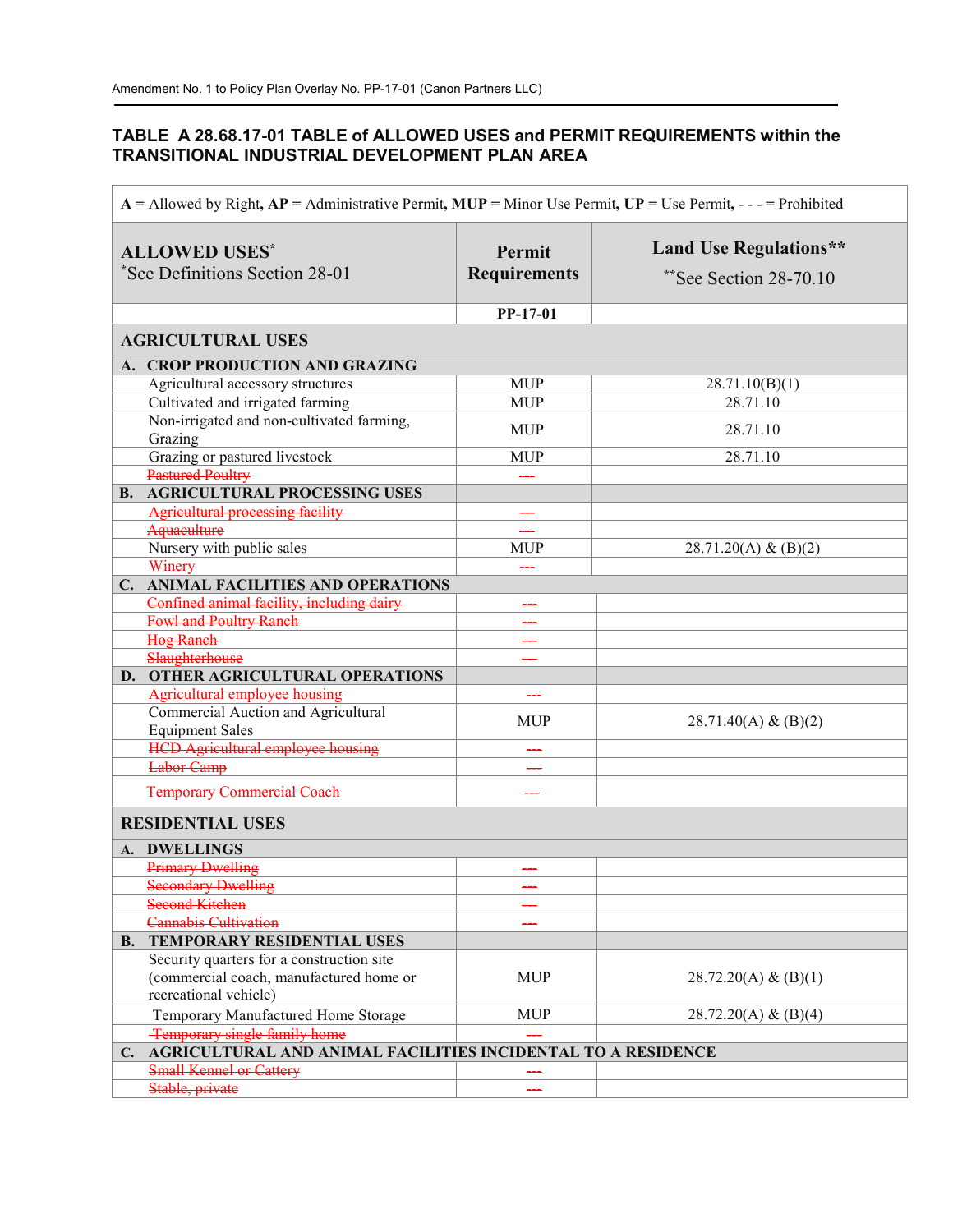### TABLE A 28.68.17-01 TABLE of ALLOWED USES and PERMIT REQUIREMENTS within the TRANSITIONAL INDUSTRIAL DEVELOPMENT PLAN AREA

A = Allowed by Right, AP = Administrative Permit, MUP = Minor Use Permit, UP = Use Permit, - - - = Prohibited

| ALLOWED USES* *See Definitions Section 28-01 | Permit Requirements | Land Use Regulations** **See Section 28-70.10 |
|---|---|---|
| | PP-17-01 | |
| **AGRICULTURAL USES** | | |
| **A. CROP PRODUCTION AND GRAZING** | | |
| Agricultural accessory structures | MUP | 28.71.10(B)(1) |
| Cultivated and irrigated farming | MUP | 28.71.10 |
| Non-irrigated and non-cultivated farming, Grazing | MUP | 28.71.10 |
| Grazing or pastured livestock | MUP | 28.71.10 |
| ~~Pastured Poultry~~ | ~~---~~ | |
| **B. AGRICULTURAL PROCESSING USES** | | |
| ~~Agricultural processing facility~~ | ~~---~~ | |
| ~~Aquaculture~~ | ~~---~~ | |
| Nursery with public sales | MUP | 28.71.20(A) & (B)(2) |
| ~~Winery~~ | ~~---~~ | |
| **C. ANIMAL FACILITIES AND OPERATIONS** | | |
| ~~Confined animal facility, including dairy~~ | ~~---~~ | |
| ~~Fowl and Poultry Ranch~~ | ~~---~~ | |
| ~~Hog Ranch~~ | ~~---~~ | |
| ~~Slaughterhouse~~ | ~~---~~ | |
| **D. OTHER AGRICULTURAL OPERATIONS** | | |
| ~~Agricultural employee housing~~ | ~~---~~ | |
| Commercial Auction and Agricultural Equipment Sales | MUP | 28.71.40(A) & (B)(2) |
| ~~HCD Agricultural employee housing~~ | ~~---~~ | |
| ~~Labor Camp~~ | ~~---~~ | |
| ~~Temporary Commercial Coach~~ | ~~---~~ | |
| **RESIDENTIAL USES** | | |
| **A. DWELLINGS** | | |
| ~~Primary Dwelling~~ | ~~---~~ | |
| ~~Secondary Dwelling~~ | ~~---~~ | |
| ~~Second Kitchen~~ | ~~---~~ | |
| ~~Cannabis Cultivation~~ | ~~---~~ | |
| **B. TEMPORARY RESIDENTIAL USES** | | |
| Security quarters for a construction site (commercial coach, manufactured home or recreational vehicle) | MUP | 28.72.20(A) & (B)(1) |
| Temporary Manufactured Home Storage | MUP | 28.72.20(A) & (B)(4) |
| ~~Temporary single family home~~ | ~~---~~ | |
| **C. AGRICULTURAL AND ANIMAL FACILITIES INCIDENTAL TO A RESIDENCE** | | |
| ~~Small Kennel or Cattery~~ | ~~---~~ | |
| ~~Stable, private~~ | ~~---~~ | |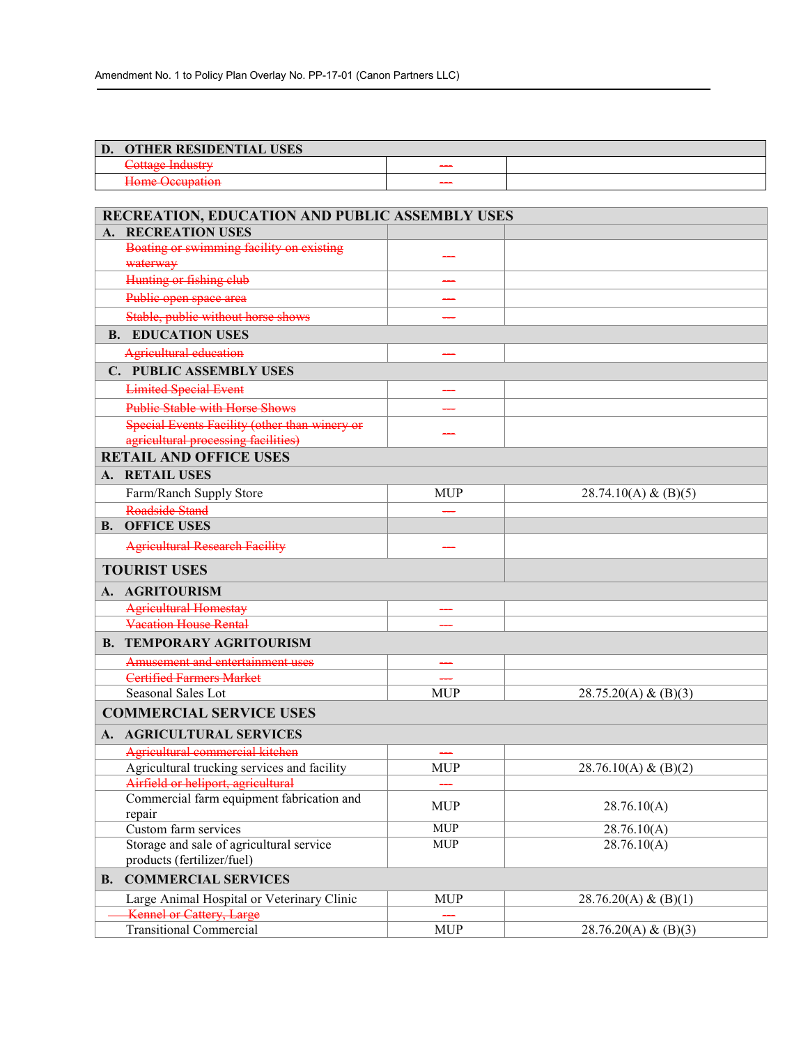| D. OTHER RESIDENTIAL USES | | |
|---|---|---|
| ~~Cottage Industry~~ | ~~---~~ | |
| ~~Home Occupation~~ | ~~---~~ | |

| RECREATION, EDUCATION AND PUBLIC ASSEMBLY USES | | |
|---|---|---|
| **A. RECREATION USES** | | |
| ~~Boating or swimming facility on existing waterway~~ | ~~---~~ | |
| ~~Hunting or fishing club~~ | ~~---~~ | |
| ~~Public open space area~~ | ~~---~~ | |
| ~~Stable, public without horse shows~~ | ~~---~~ | |
| **B. EDUCATION USES** | | |
| ~~Agricultural education~~ | ~~---~~ | |
| **C. PUBLIC ASSEMBLY USES** | | |
| ~~Limited Special Event~~ | ~~---~~ | |
| ~~Public Stable with Horse Shows~~ | ~~---~~ | |
| ~~Special Events Facility (other than winery or agricultural processing facilities)~~ | ~~---~~ | |
| **RETAIL AND OFFICE USES** | | |
| **A. RETAIL USES** | | |
| Farm/Ranch Supply Store | MUP | 28.74.10(A) & (B)(5) |
| ~~Roadside Stand~~ | ~~---~~ | |
| **B. OFFICE USES** | | |
| ~~Agricultural Research Facility~~ | ~~---~~ | |
| **TOURIST USES** | | |
| **A. AGRITOURISM** | | |
| ~~Agricultural Homestay~~ | ~~---~~ | |
| ~~Vacation House Rental~~ | ~~---~~ | |
| **B. TEMPORARY AGRITOURISM** | | |
| ~~Amusement and entertainment uses~~ | ~~---~~ | |
| ~~Certified Farmers Market~~ | ~~---~~ | |
| Seasonal Sales Lot | MUP | 28.75.20(A) & (B)(3) |
| **COMMERCIAL SERVICE USES** | | |
| **A. AGRICULTURAL SERVICES** | | |
| ~~Agricultural commercial kitchen~~ | ~~---~~ | |
| Agricultural trucking services and facility | MUP | 28.76.10(A) & (B)(2) |
| ~~Airfield or heliport, agricultural~~ | ~~---~~ | |
| Commercial farm equipment fabrication and repair | MUP | 28.76.10(A) |
| Custom farm services | MUP | 28.76.10(A) |
| Storage and sale of agricultural service products (fertilizer/fuel) | MUP | 28.76.10(A) |
| **B. COMMERCIAL SERVICES** | | |
| Large Animal Hospital or Veterinary Clinic | MUP | 28.76.20(A) & (B)(1) |
| ~~Kennel or Cattery, Large~~ | ~~---~~ | |
| Transitional Commercial | MUP | 28.76.20(A) & (B)(3) |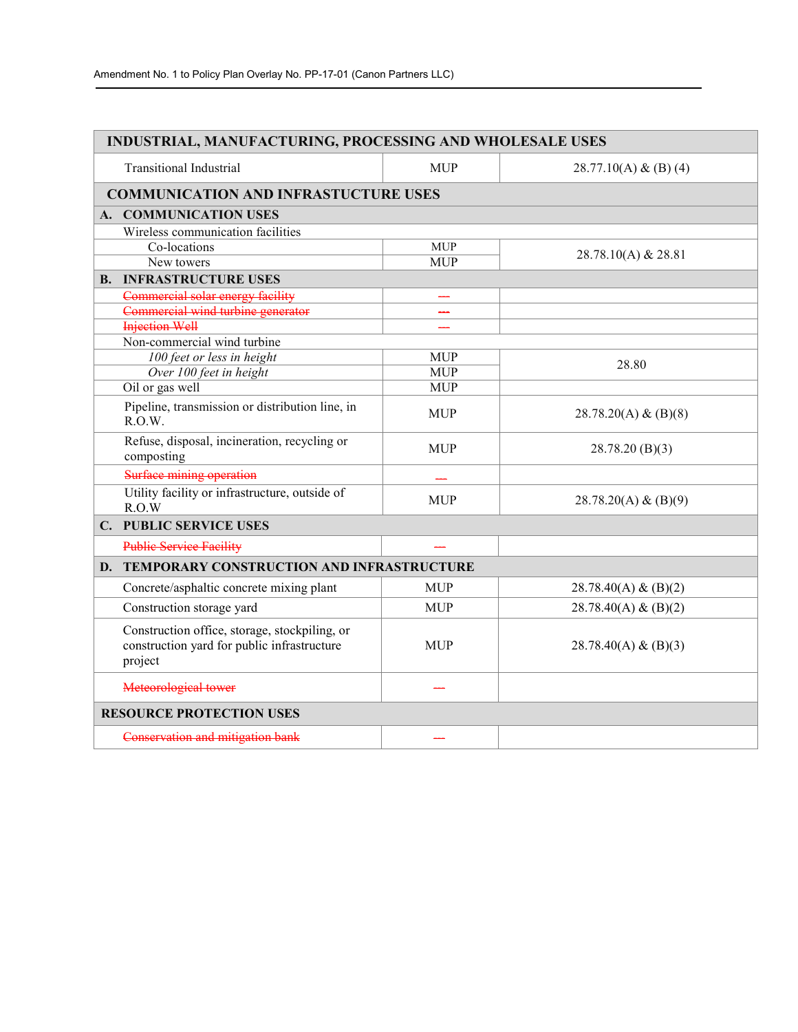| INDUSTRIAL, MANUFACTURING, PROCESSING AND WHOLESALE USES | | |
|---|---|---|
| Transitional Industrial | MUP | 28.77.10(A) & (B) (4) |
| **COMMUNICATION AND INFRASTUCTURE USES** | | |
| **A. COMMUNICATION USES** | | |
| Wireless communication facilities | | |
| Co-locations | MUP | 28.78.10(A) & 28.81 |
| New towers | MUP | |
| **B. INFRASTRUCTURE USES** | | |
| ~~Commercial solar energy facility~~ | ~~---~~ | |
| ~~Commercial wind turbine generator~~ | ~~---~~ | |
| ~~Injection Well~~ | ~~---~~ | |
| Non-commercial wind turbine | | |
| *100 feet or less in height* | MUP | 28.80 |
| *Over 100 feet in height* | MUP | |
| Oil or gas well | MUP | |
| Pipeline, transmission or distribution line, in R.O.W. | MUP | 28.78.20(A) & (B)(8) |
| Refuse, disposal, incineration, recycling or composting | MUP | 28.78.20 (B)(3) |
| ~~Surface mining operation~~ | ~~---~~ | |
| Utility facility or infrastructure, outside of R.O.W | MUP | 28.78.20(A) & (B)(9) |
| **C. PUBLIC SERVICE USES** | | |
| ~~Public Service Facility~~ | ~~---~~ | |
| **D. TEMPORARY CONSTRUCTION AND INFRASTRUCTURE** | | |
| Concrete/asphaltic concrete mixing plant | MUP | 28.78.40(A) & (B)(2) |
| Construction storage yard | MUP | 28.78.40(A) & (B)(2) |
| Construction office, storage, stockpiling, or construction yard for public infrastructure project | MUP | 28.78.40(A) & (B)(3) |
| ~~Meteorological tower~~ | ~~---~~ | |
| **RESOURCE PROTECTION USES** | | |
| ~~Conservation and mitigation bank~~ | ~~---~~ | |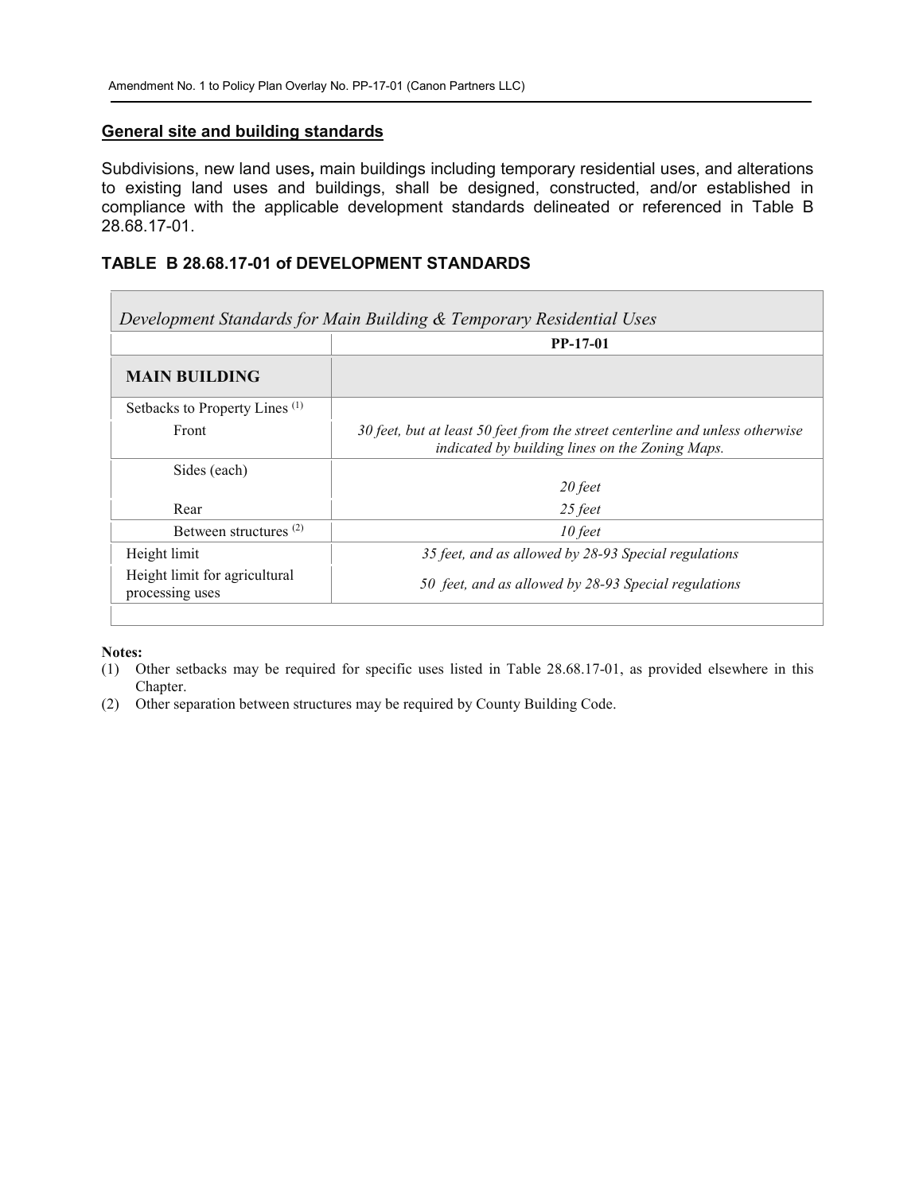## General site and building standards

Subdivisions, new land uses**,** main buildings including temporary residential uses, and alterations to existing land uses and buildings, shall be designed, constructed, and/or established in compliance with the applicable development standards delineated or referenced in Table B 28.68.17-01.

### TABLE B 28.68.17-01 of DEVELOPMENT STANDARDS

| *Development Standards for Main Building & Temporary Residential Uses* | |
|---|---|
| | **PP-17-01** |
| **MAIN BUILDING** | |
| Setbacks to Property Lines [(1)] | |
| Front | *30 feet, but at least 50 feet from the street centerline and unless otherwise indicated by building lines on the Zoning Maps.* |
| Sides (each) | *20 feet* |
| Rear | *25 feet* |
| Between structures [(2)] | *10 feet* |
| Height limit | *35 feet, and as allowed by 28-93 Special regulations* |
| Height limit for agricultural processing uses | *50 feet, and as allowed by 28-93 Special regulations* |

**Notes:**

(1) Other setbacks may be required for specific uses listed in Table 28.68.17-01, as provided elsewhere in this Chapter.

(2) Other separation between structures may be required by County Building Code.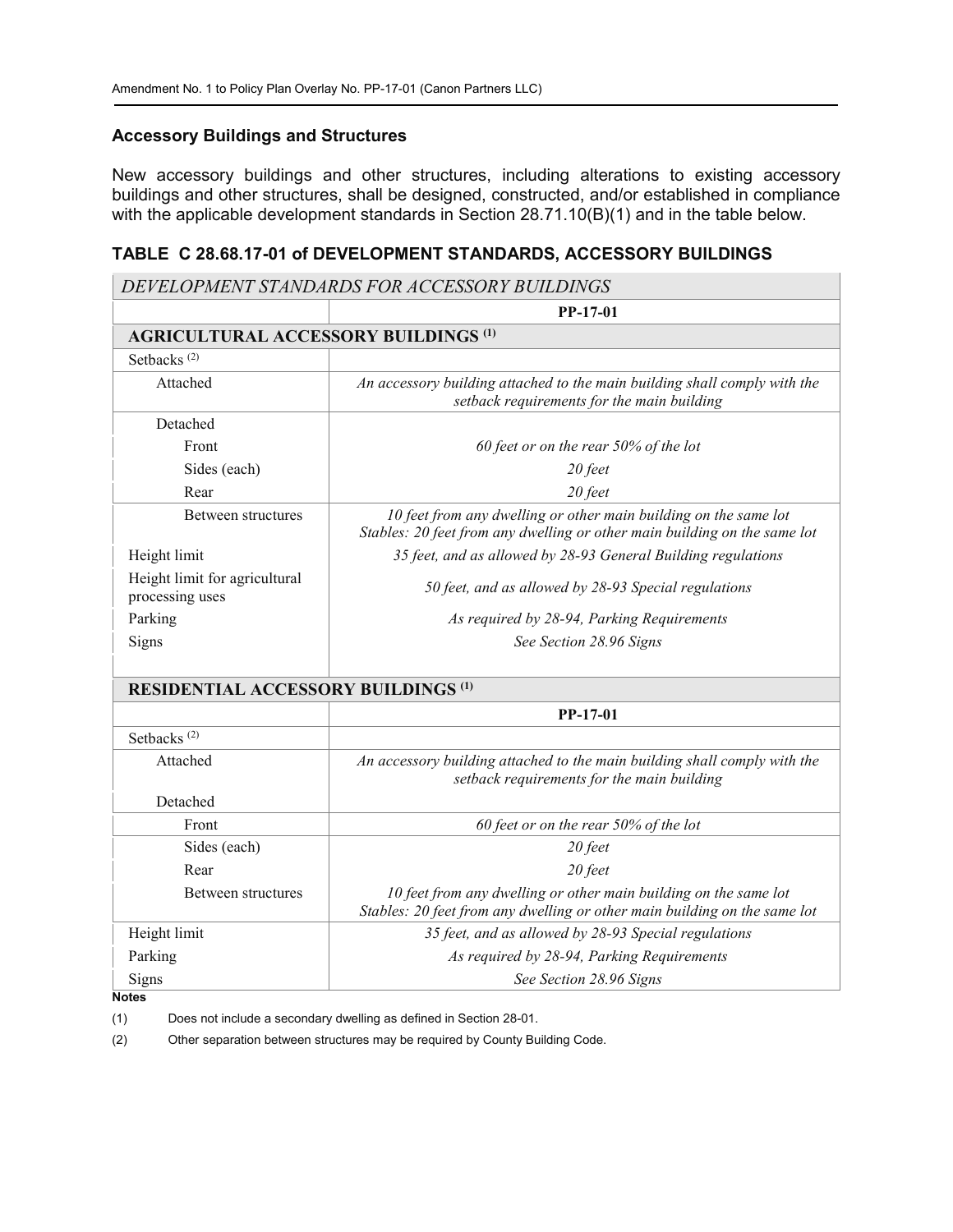### Accessory Buildings and Structures

New accessory buildings and other structures, including alterations to existing accessory buildings and other structures, shall be designed, constructed, and/or established in compliance with the applicable development standards in Section 28.71.10(B)(1) and in the table below.

### TABLE C 28.68.17-01 of DEVELOPMENT STANDARDS, ACCESSORY BUILDINGS

| *DEVELOPMENT STANDARDS FOR ACCESSORY BUILDINGS* | |
|---|---|
| | **PP-17-01** |
| **AGRICULTURAL ACCESSORY BUILDINGS [(1)]** | |
| Setbacks [(2)] | |
| Attached | *An accessory building attached to the main building shall comply with the setback requirements for the main building* |
| Detached | |
| Front | *60 feet or on the rear 50% of the lot* |
| Sides (each) | *20 feet* |
| Rear | *20 feet* |
| Between structures | *10 feet from any dwelling or other main building on the same lot* <br> *Stables: 20 feet from any dwelling or other main building on the same lot* |
| Height limit | *35 feet, and as allowed by 28-93 General Building regulations* |
| Height limit for agricultural processing uses | *50 feet, and as allowed by 28-93 Special regulations* |
| Parking | *As required by 28-94, Parking Requirements* |
| Signs | *See Section 28.96 Signs* |
| **RESIDENTIAL ACCESSORY BUILDINGS [(1)]** | |
| | **PP-17-01** |
| Setbacks [(2)] | |
| Attached | *An accessory building attached to the main building shall comply with the setback requirements for the main building* |
| Detached | |
| Front | *60 feet or on the rear 50% of the lot* |
| Sides (each) | *20 feet* |
| Rear | *20 feet* |
| Between structures | *10 feet from any dwelling or other main building on the same lot* <br> *Stables: 20 feet from any dwelling or other main building on the same lot* |
| Height limit | *35 feet, and as allowed by 28-93 Special regulations* |
| Parking | *As required by 28-94, Parking Requirements* |
| Signs | *See Section 28.96 Signs* |

**Notes**

(1) Does not include a secondary dwelling as defined in Section 28-01.

(2) Other separation between structures may be required by County Building Code.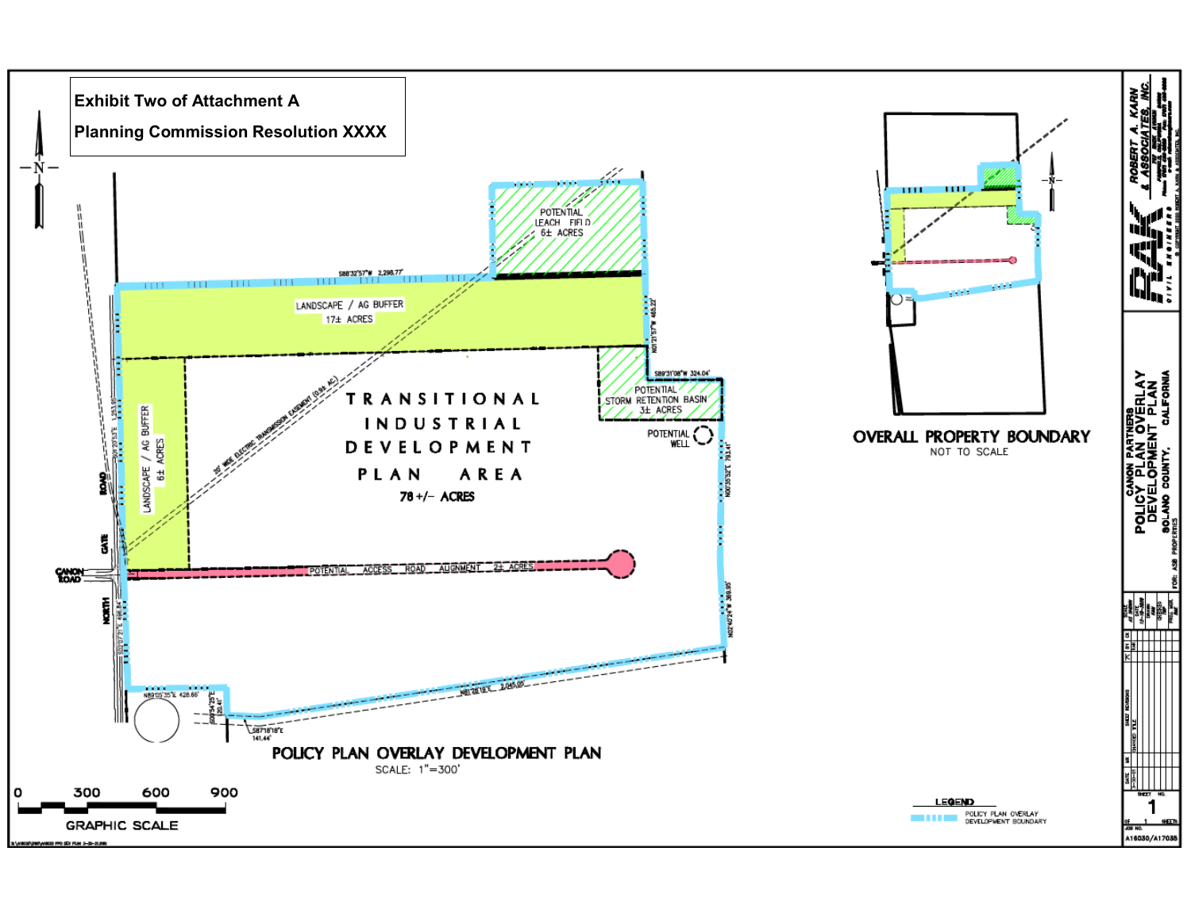**Exhibit Two of Attachment A**

**Planning Commission Resolution XXXX**

N

POTENTIAL LEACH FIELD 6± ACRES

S88°32'57"W 2,298.77'

LANDSCAPE / AG BUFFER 17± ACRES

N01°21'57"W 465.22

S89°31'08"W 324.04'

POTENTIAL STORM RETENTION BASIN 3± ACRES

POTENTIAL WELL

20' WIDE ELECTRIC TRANSMISSION EASEMENT (0.94 AC.)

TRANSITIONAL INDUSTRIAL DEVELOPMENT PLAN AREA

78 +/- ACRES

LANDSCAPE / AG BUFFER 6± ACRES

N00°35'32"E 783.41'

NORTH GATE ROAD

CANON ROAD

POTENTIAL ACCESS ROAD ALIGNMENT 2± ACRES

N02°40'24"W 369.95'

N89°05'35"E 428.66'

N81°28'18"E 2,045.05'

S87°18'18"E 141.44'

POLICY PLAN OVERLAY DEVELOPMENT PLAN

SCALE: 1"=300'

0 300 600 900

GRAPHIC SCALE

OVERALL PROPERTY BOUNDARY

NOT TO SCALE

LEGEND

POLICY PLAN OVERLAY DEVELOPMENT BOUNDARY

ROBERT A. KARN & ASSOCIATES, INC.

RAK CIVIL ENGINEERS

CANON PARTNERS POLICY PLAN OVERLAY DEVELOPMENT PLAN

SOLANO COUNTY, CALIFORNIA

FOR: ASB PROPERTIES

SHEET NO. 1 OF 1 SHEETS

JOB NO. A15030/A17035